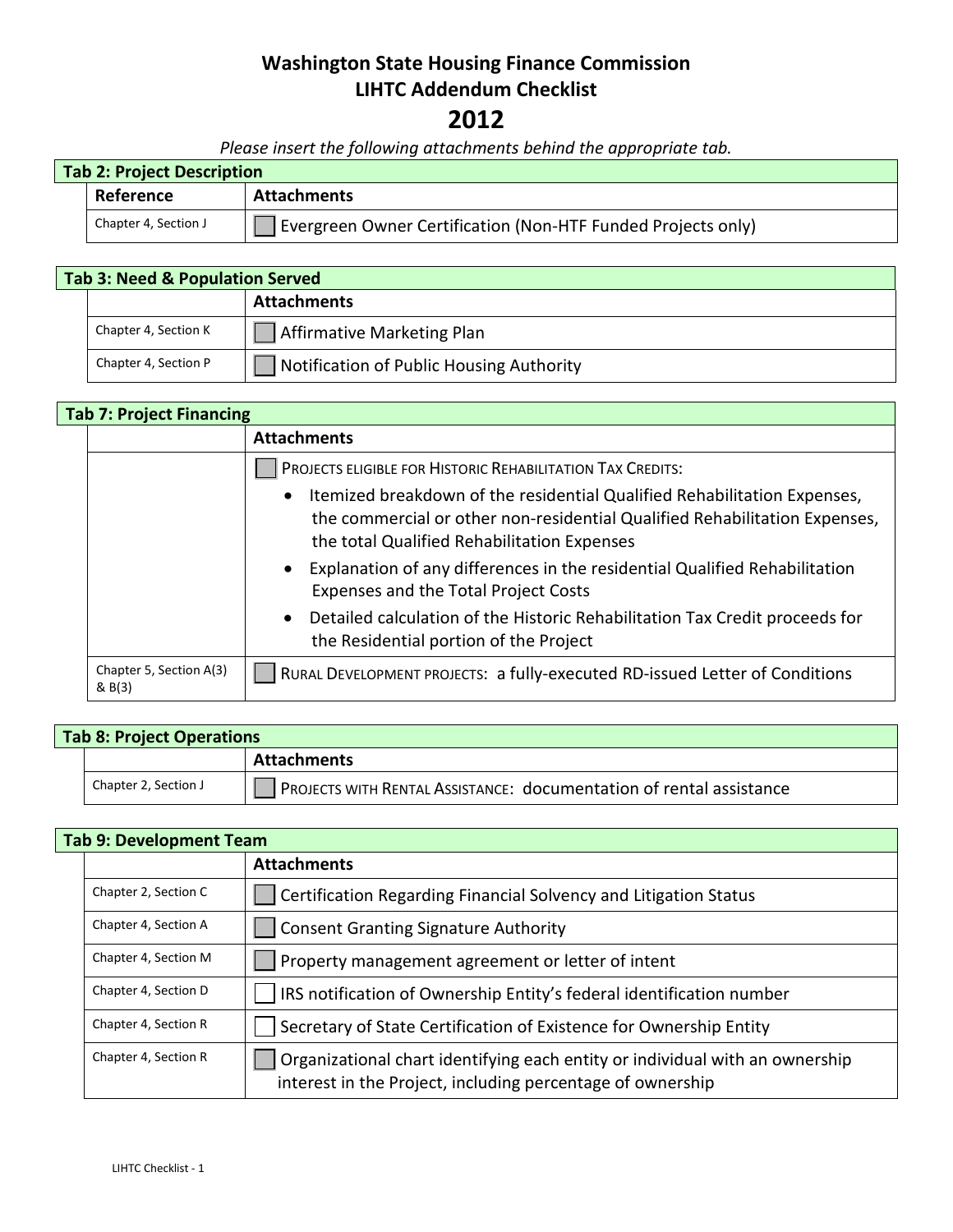# Washington State Housing Finance Commission
# LIHTC Addendum Checklist
# 2012

*Please insert the following attachments behind the appropriate tab.*

**Tab 2: Project Description**

| Reference | Attachments |
|---|---|
| Chapter 4, Section J | ☐ Evergreen Owner Certification (Non-HTF Funded Projects only) |

**Tab 3: Need & Population Served**

| | Attachments |
|---|---|
| Chapter 4, Section K | ☐ Affirmative Marketing Plan |
| Chapter 4, Section P | ☐ Notification of Public Housing Authority |

**Tab 7: Project Financing**

| | Attachments |
|---|---|
| | ☐ PROJECTS ELIGIBLE FOR HISTORIC REHABILITATION TAX CREDITS: <br>• Itemized breakdown of the residential Qualified Rehabilitation Expenses, the commercial or other non-residential Qualified Rehabilitation Expenses, the total Qualified Rehabilitation Expenses <br>• Explanation of any differences in the residential Qualified Rehabilitation Expenses and the Total Project Costs <br>• Detailed calculation of the Historic Rehabilitation Tax Credit proceeds for the Residential portion of the Project |
| Chapter 5, Section A(3) & B(3) | ☐ RURAL DEVELOPMENT PROJECTS: a fully-executed RD-issued Letter of Conditions |

**Tab 8: Project Operations**

| | Attachments |
|---|---|
| Chapter 2, Section J | ☐ PROJECTS WITH RENTAL ASSISTANCE: documentation of rental assistance |

**Tab 9: Development Team**

| | Attachments |
|---|---|
| Chapter 2, Section C | ☐ Certification Regarding Financial Solvency and Litigation Status |
| Chapter 4, Section A | ☐ Consent Granting Signature Authority |
| Chapter 4, Section M | ☐ Property management agreement or letter of intent |
| Chapter 4, Section D | ☐ IRS notification of Ownership Entity's federal identification number |
| Chapter 4, Section R | ☐ Secretary of State Certification of Existence for Ownership Entity |
| Chapter 4, Section R | ☐ Organizational chart identifying each entity or individual with an ownership interest in the Project, including percentage of ownership |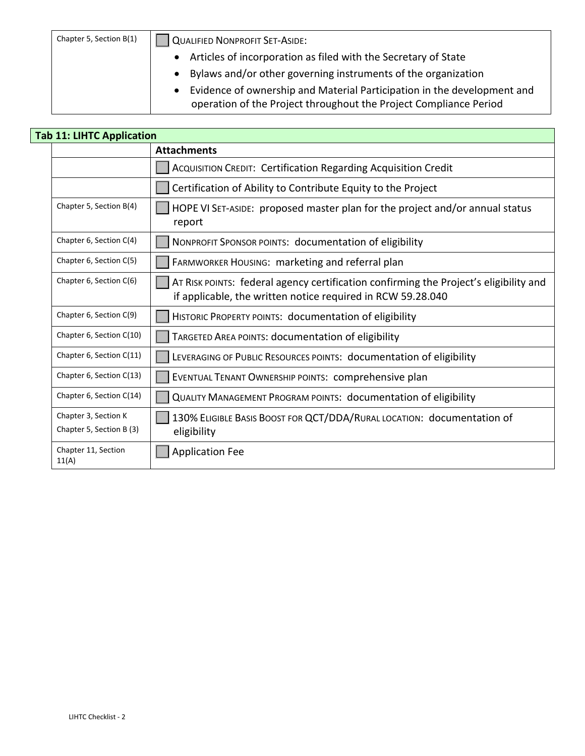| | |
|---|---|
| Chapter 5, Section B(1) | ☐ QUALIFIED NONPROFIT SET-ASIDE:<br>• Articles of incorporation as filed with the Secretary of State<br>• Bylaws and/or other governing instruments of the organization<br>• Evidence of ownership and Material Participation in the development and operation of the Project throughout the Project Compliance Period |

**Tab 11: LIHTC Application**

| | Attachments |
|---|---|
| | ☐ ACQUISITION CREDIT: Certification Regarding Acquisition Credit |
| | ☐ Certification of Ability to Contribute Equity to the Project |
| Chapter 5, Section B(4) | ☐ HOPE VI SET-ASIDE: proposed master plan for the project and/or annual status report |
| Chapter 6, Section C(4) | ☐ NONPROFIT SPONSOR POINTS: documentation of eligibility |
| Chapter 6, Section C(5) | ☐ FARMWORKER HOUSING: marketing and referral plan |
| Chapter 6, Section C(6) | ☐ AT RISK POINTS: federal agency certification confirming the Project's eligibility and if applicable, the written notice required in RCW 59.28.040 |
| Chapter 6, Section C(9) | ☐ HISTORIC PROPERTY POINTS: documentation of eligibility |
| Chapter 6, Section C(10) | ☐ TARGETED AREA POINTS: documentation of eligibility |
| Chapter 6, Section C(11) | ☐ LEVERAGING OF PUBLIC RESOURCES POINTS: documentation of eligibility |
| Chapter 6, Section C(13) | ☐ EVENTUAL TENANT OWNERSHIP POINTS: comprehensive plan |
| Chapter 6, Section C(14) | ☐ QUALITY MANAGEMENT PROGRAM POINTS: documentation of eligibility |
| Chapter 3, Section K<br>Chapter 5, Section B (3) | ☐ 130% ELIGIBLE BASIS BOOST FOR QCT/DDA/RURAL LOCATION: documentation of eligibility |
| Chapter 11, Section 11(A) | ☐ Application Fee |